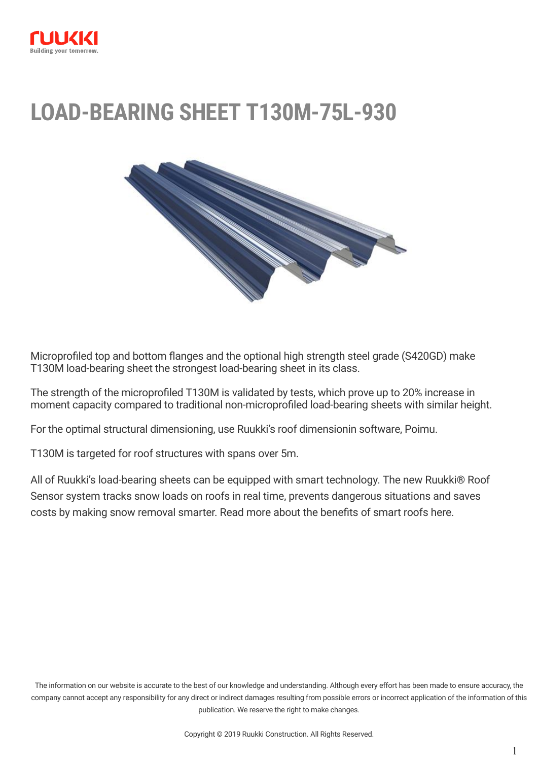# LOAD-BEARING SHEET T130M-75L-930

Microprofiled top and bottom flanges and the optional high strength steel grade (S420GD) make T130M load-bearing sheet the strongest load-bearing sheet in its class.

The strength of the microprofiled T130M is validated by tests, which prove up to 20% increase in moment capacity compared to traditional non-microprofiled load-bearing sheets with similar height.

For the optimal structural dimensioning, use Ruukki's roof dimensionin software, Poimu.

T130M is targeted for roof structures with spans over 5m.

All of Ruukki's load-bearing sheets can be equipped with smart technology. The new Ruukki® Roof Sensor system tracks snow loads on roofs in real time, prevents dangerous situations and saves costs by making snow removal smarter. Read more about the benefits of smart roofs here.

The information on our website is accurate to the best of our knowledge and understanding. Although every effort has been made to ensure accuracy, the company cannot accept any responsibility for any direct or indirect damages resulting from possible errors or incorrect application of the information of this publication. We reserve the right to make changes.

Copyright © 2019 Ruukki Construction. All Rights Reserved.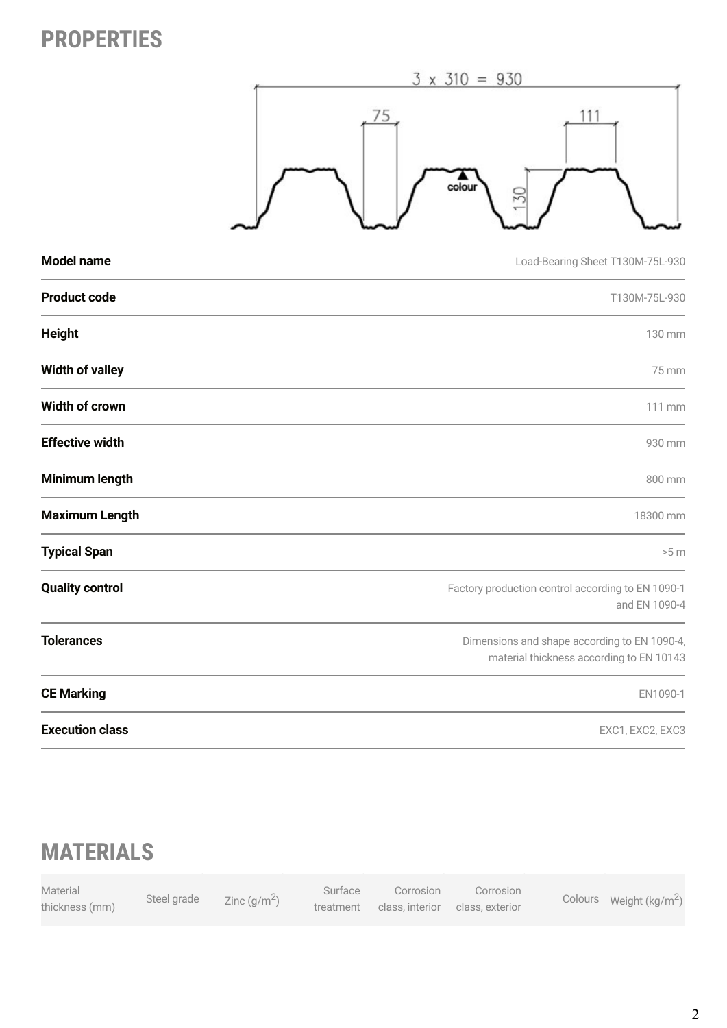## PROPERTIES

| | |
|---|---|
| **Model name** | Load-Bearing Sheet T130M-75L-930 |
| **Product code** | T130M-75L-930 |
| **Height** | 130 mm |
| **Width of valley** | 75 mm |
| **Width of crown** | 111 mm |
| **Effective width** | 930 mm |
| **Minimum length** | 800 mm |
| **Maximum Length** | 18300 mm |
| **Typical Span** | >5 m |
| **Quality control** | Factory production control according to EN 1090-1 and EN 1090-4 |
| **Tolerances** | Dimensions and shape according to EN 1090-4, material thickness according to EN 10143 |
| **CE Marking** | EN1090-1 |
| **Execution class** | EXC1, EXC2, EXC3 |

## MATERIALS

| Material thickness (mm) | Steel grade | Zinc (g/m$^2$) | Surface treatment | Corrosion class, interior | Corrosion class, exterior | Colours | Weight (kg/m$^2$) |
|---|---|---|---|---|---|---|---|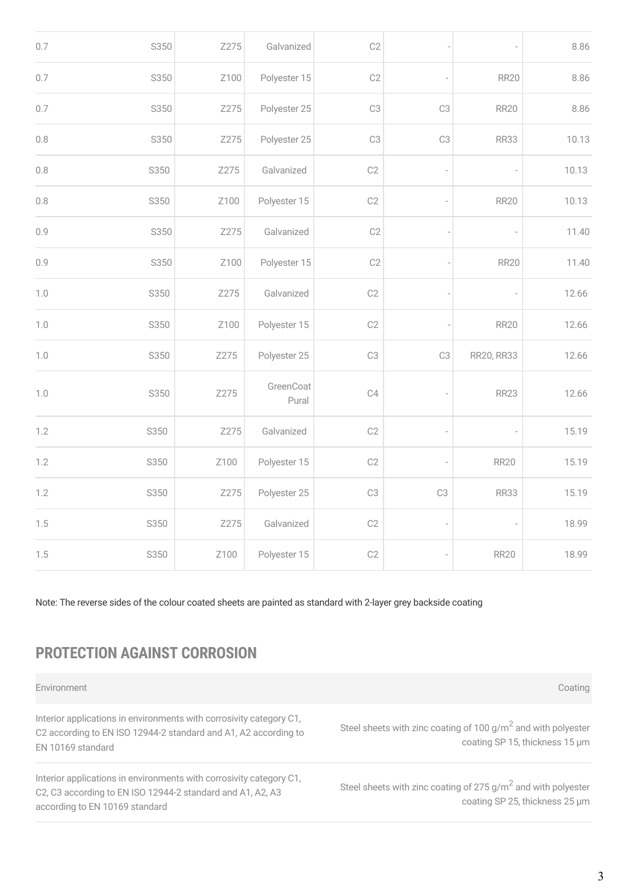| | | | | | | | |
|---|---|---|---|---|---|---|---|
| 0.7 | S350 | Z275 | Galvanized | C2 | - | - | 8.86 |
| 0.7 | S350 | Z100 | Polyester 15 | C2 | - | RR20 | 8.86 |
| 0.7 | S350 | Z275 | Polyester 25 | C3 | C3 | RR20 | 8.86 |
| 0.8 | S350 | Z275 | Polyester 25 | C3 | C3 | RR33 | 10.13 |
| 0.8 | S350 | Z275 | Galvanized | C2 | - | - | 10.13 |
| 0.8 | S350 | Z100 | Polyester 15 | C2 | - | RR20 | 10.13 |
| 0.9 | S350 | Z275 | Galvanized | C2 | - | - | 11.40 |
| 0.9 | S350 | Z100 | Polyester 15 | C2 | - | RR20 | 11.40 |
| 1.0 | S350 | Z275 | Galvanized | C2 | - | - | 12.66 |
| 1.0 | S350 | Z100 | Polyester 15 | C2 | - | RR20 | 12.66 |
| 1.0 | S350 | Z275 | Polyester 25 | C3 | C3 | RR20, RR33 | 12.66 |
| 1.0 | S350 | Z275 | GreenCoat Pural | C4 | - | RR23 | 12.66 |
| 1.2 | S350 | Z275 | Galvanized | C2 | - | - | 15.19 |
| 1.2 | S350 | Z100 | Polyester 15 | C2 | - | RR20 | 15.19 |
| 1.2 | S350 | Z275 | Polyester 25 | C3 | C3 | RR33 | 15.19 |
| 1.5 | S350 | Z275 | Galvanized | C2 | - | - | 18.99 |
| 1.5 | S350 | Z100 | Polyester 15 | C2 | - | RR20 | 18.99 |

Note: The reverse sides of the colour coated sheets are painted as standard with 2-layer grey backside coating

## PROTECTION AGAINST CORROSION

| Environment | Coating |
|---|---|
| Interior applications in environments with corrosivity category C1, C2 according to EN ISO 12944-2 standard and A1, A2 according to EN 10169 standard | Steel sheets with zinc coating of 100 g/m$^2$ and with polyester coating SP 15, thickness 15 µm |
| Interior applications in environments with corrosivity category C1, C2, C3 according to EN ISO 12944-2 standard and A1, A2, A3 according to EN 10169 standard | Steel sheets with zinc coating of 275 g/m$^2$ and with polyester coating SP 25, thickness 25 µm |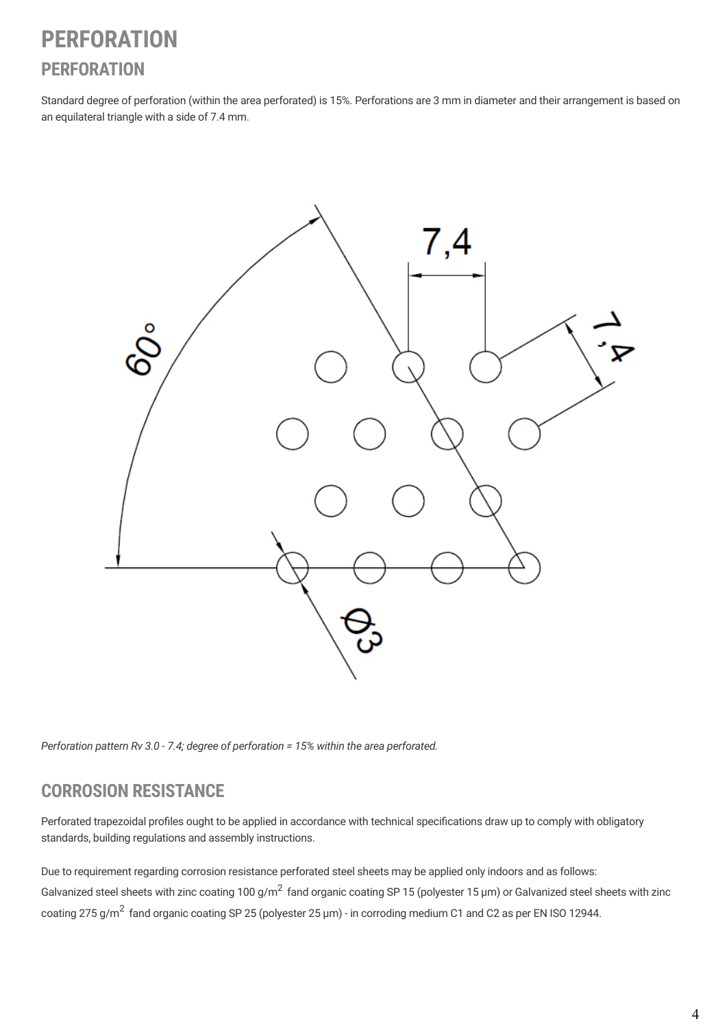# PERFORATION

## PERFORATION

Standard degree of perforation (within the area perforated) is 15%. Perforations are 3 mm in diameter and their arrangement is based on an equilateral triangle with a side of 7.4 mm.

*Perforation pattern Rv 3.0 - 7.4; degree of perforation = 15% within the area perforated.*

## CORROSION RESISTANCE

Perforated trapezoidal profiles ought to be applied in accordance with technical specifications draw up to comply with obligatory standards, building regulations and assembly instructions.

Due to requirement regarding corrosion resistance perforated steel sheets may be applied only indoors and as follows:
Galvanized steel sheets with zinc coating 100 g/m$^2$ fand organic coating SP 15 (polyester 15 μm) or Galvanized steel sheets with zinc coating 275 g/m$^2$ fand organic coating SP 25 (polyester 25 μm) - in corroding medium C1 and C2 as per EN ISO 12944.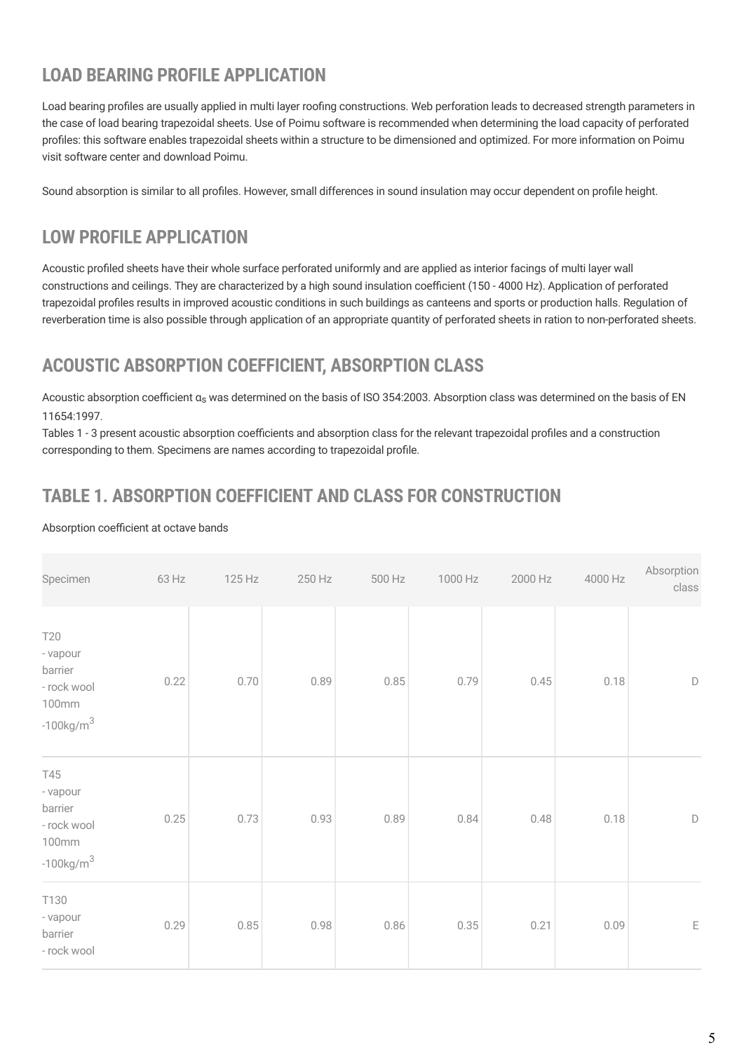## LOAD BEARING PROFILE APPLICATION

Load bearing profiles are usually applied in multi layer roofing constructions. Web perforation leads to decreased strength parameters in the case of load bearing trapezoidal sheets. Use of Poimu software is recommended when determining the load capacity of perforated profiles: this software enables trapezoidal sheets within a structure to be dimensioned and optimized. For more information on Poimu visit software center and download Poimu.

Sound absorption is similar to all profiles. However, small differences in sound insulation may occur dependent on profile height.

## LOW PROFILE APPLICATION

Acoustic profiled sheets have their whole surface perforated uniformly and are applied as interior facings of multi layer wall constructions and ceilings. They are characterized by a high sound insulation coefficient (150 - 4000 Hz). Application of perforated trapezoidal profiles results in improved acoustic conditions in such buildings as canteens and sports or production halls. Regulation of reverberation time is also possible through application of an appropriate quantity of perforated sheets in ration to non-perforated sheets.

## ACOUSTIC ABSORPTION COEFFICIENT, ABSORPTION CLASS

Acoustic absorption coefficient $\alpha_s$ was determined on the basis of ISO 354:2003. Absorption class was determined on the basis of EN 11654:1997.
Tables 1 - 3 present acoustic absorption coefficients and absorption class for the relevant trapezoidal profiles and a construction corresponding to them. Specimens are names according to trapezoidal profile.

## TABLE 1. ABSORPTION COEFFICIENT AND CLASS FOR CONSTRUCTION

Absorption coefficient at octave bands

| Specimen | 63 Hz | 125 Hz | 250 Hz | 500 Hz | 1000 Hz | 2000 Hz | 4000 Hz | Absorption class |
|---|---|---|---|---|---|---|---|---|
| T20 - vapour barrier - rock wool 100mm -100kg/m$^3$ | 0.22 | 0.70 | 0.89 | 0.85 | 0.79 | 0.45 | 0.18 | D |
| T45 - vapour barrier - rock wool 100mm -100kg/m$^3$ | 0.25 | 0.73 | 0.93 | 0.89 | 0.84 | 0.48 | 0.18 | D |
| T130 - vapour barrier - rock wool | 0.29 | 0.85 | 0.98 | 0.86 | 0.35 | 0.21 | 0.09 | E |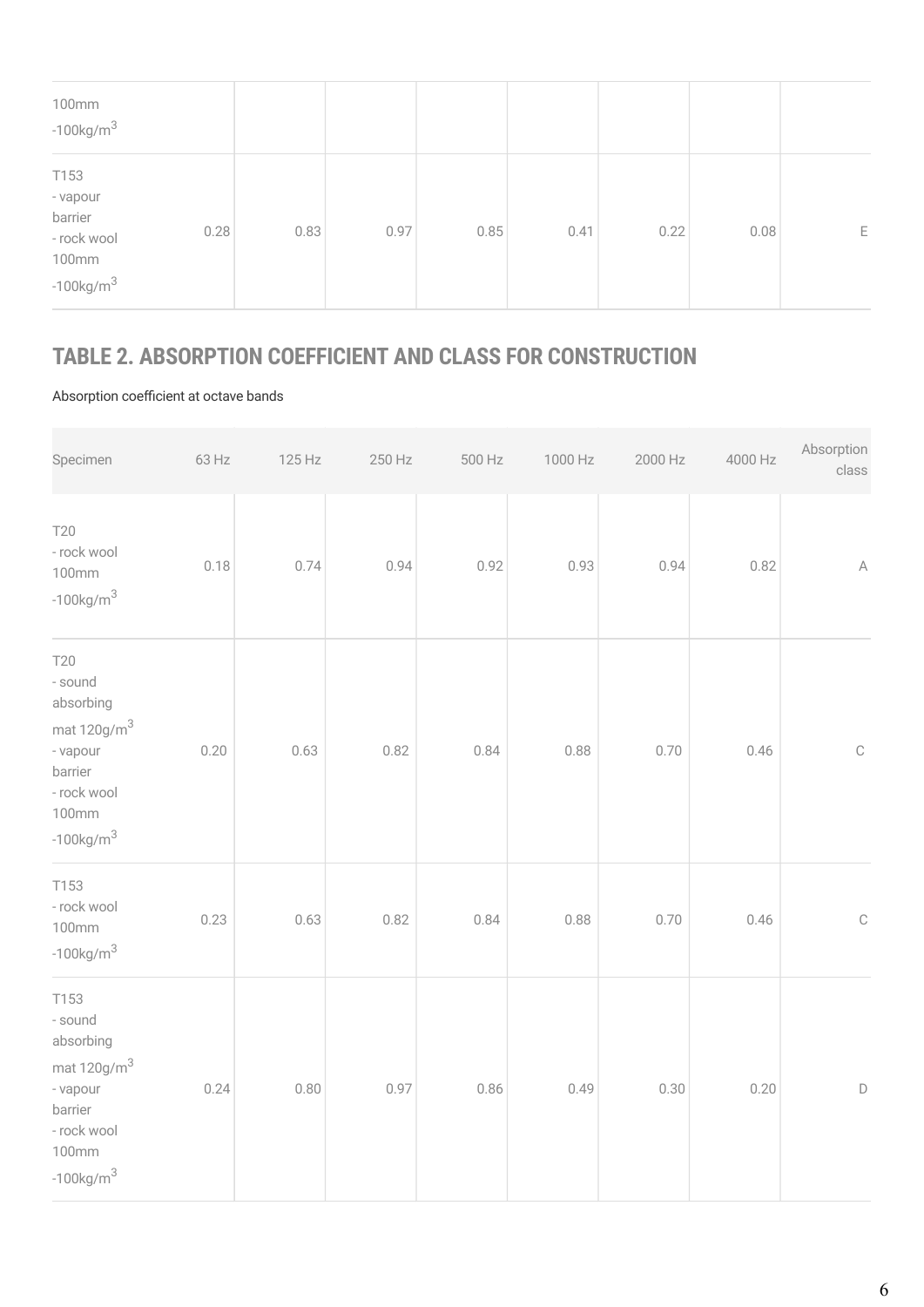| | | | | | | | |
|---|---|---|---|---|---|---|---|
| 100mm -100kg/$m^3$ | | | | | | | |
| T153 - vapour barrier - rock wool 100mm -100kg/$m^3$ | 0.28 | 0.83 | 0.97 | 0.85 | 0.41 | 0.22 | 0.08 | E |

## TABLE 2. ABSORPTION COEFFICIENT AND CLASS FOR CONSTRUCTION

Absorption coefficient at octave bands

| Specimen | 63 Hz | 125 Hz | 250 Hz | 500 Hz | 1000 Hz | 2000 Hz | 4000 Hz | Absorption class |
|---|---|---|---|---|---|---|---|---|
| T20 - rock wool 100mm -100kg/$m^3$ | 0.18 | 0.74 | 0.94 | 0.92 | 0.93 | 0.94 | 0.82 | A |
| T20 - sound absorbing mat 120g/$m^3$ - vapour barrier - rock wool 100mm -100kg/$m^3$ | 0.20 | 0.63 | 0.82 | 0.84 | 0.88 | 0.70 | 0.46 | C |
| T153 - rock wool 100mm -100kg/$m^3$ | 0.23 | 0.63 | 0.82 | 0.84 | 0.88 | 0.70 | 0.46 | C |
| T153 - sound absorbing mat 120g/$m^3$ - vapour barrier - rock wool 100mm -100kg/$m^3$ | 0.24 | 0.80 | 0.97 | 0.86 | 0.49 | 0.30 | 0.20 | D |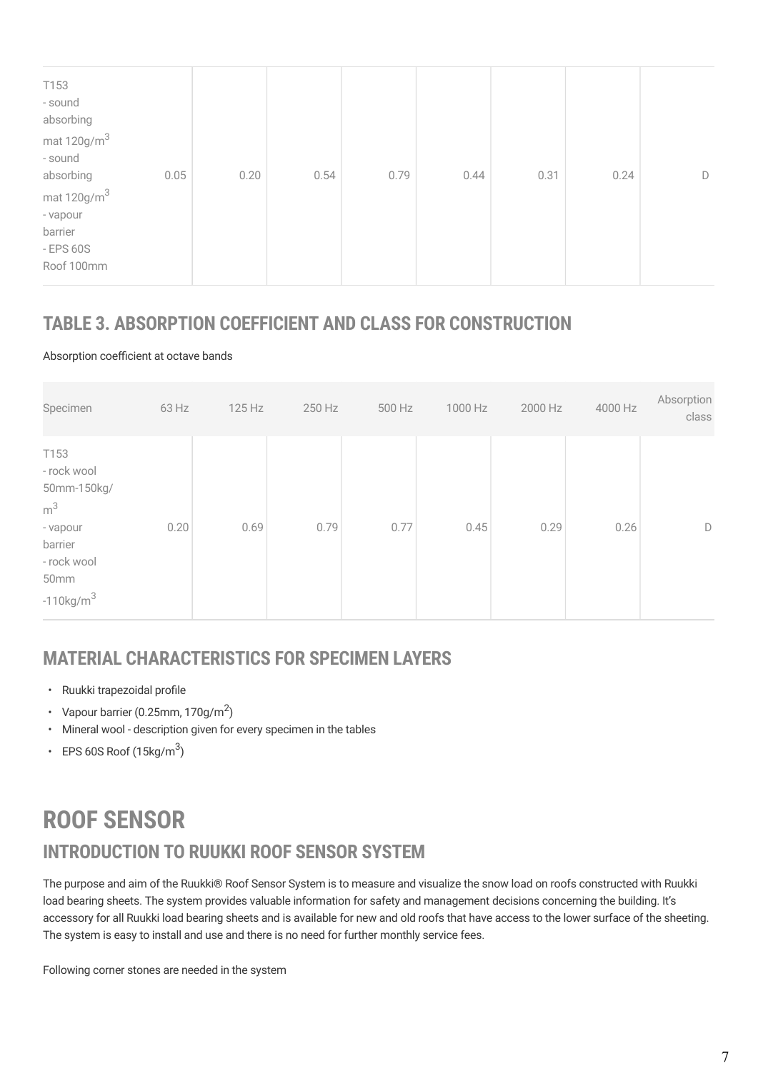| | | | | | | | | |
|---|---|---|---|---|---|---|---|---|
| T153 - sound absorbing mat $120g/m^3$ - sound absorbing mat $120g/m^3$ - vapour barrier - EPS 60S Roof 100mm | 0.05 | 0.20 | 0.54 | 0.79 | 0.44 | 0.31 | 0.24 | D |

## TABLE 3. ABSORPTION COEFFICIENT AND CLASS FOR CONSTRUCTION

Absorption coefficient at octave bands

| Specimen | 63 Hz | 125 Hz | 250 Hz | 500 Hz | 1000 Hz | 2000 Hz | 4000 Hz | Absorption class |
|---|---|---|---|---|---|---|---|---|
| T153 - rock wool 50mm-150kg/$m^3$ - vapour barrier - rock wool 50mm -110kg/$m^3$ | 0.20 | 0.69 | 0.79 | 0.77 | 0.45 | 0.29 | 0.26 | D |

## MATERIAL CHARACTERISTICS FOR SPECIMEN LAYERS

- Ruukki trapezoidal profile
- Vapour barrier (0.25mm, $170g/m^2$)
- Mineral wool - description given for every specimen in the tables
- EPS 60S Roof ($15kg/m^3$)

# ROOF SENSOR

## INTRODUCTION TO RUUKKI ROOF SENSOR SYSTEM

The purpose and aim of the Ruukki® Roof Sensor System is to measure and visualize the snow load on roofs constructed with Ruukki load bearing sheets. The system provides valuable information for safety and management decisions concerning the building. It's accessory for all Ruukki load bearing sheets and is available for new and old roofs that have access to the lower surface of the sheeting. The system is easy to install and use and there is no need for further monthly service fees.

Following corner stones are needed in the system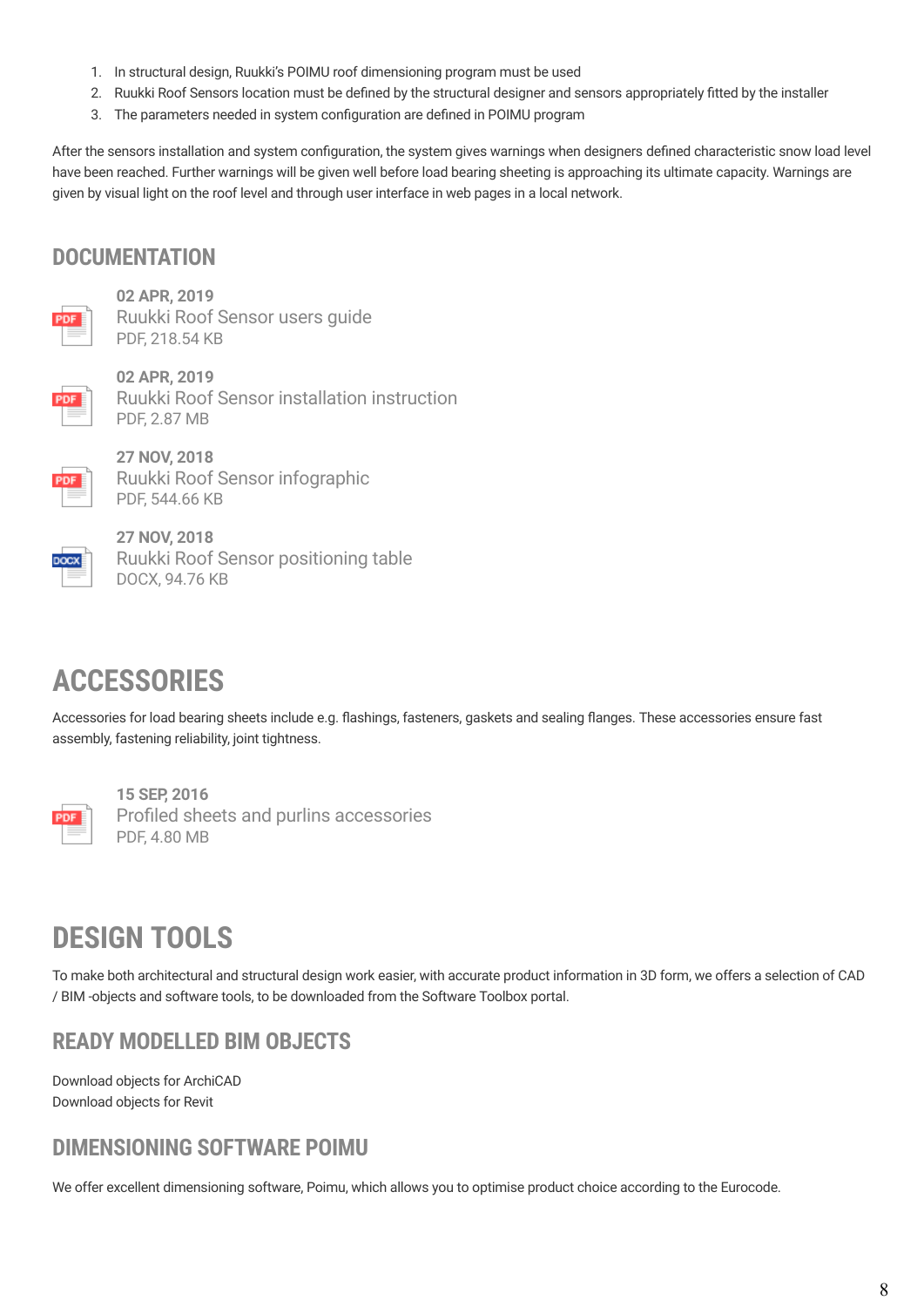1. In structural design, Ruukki's POIMU roof dimensioning program must be used
2. Ruukki Roof Sensors location must be defined by the structural designer and sensors appropriately fitted by the installer
3. The parameters needed in system configuration are defined in POIMU program

After the sensors installation and system configuration, the system gives warnings when designers defined characteristic snow load level have been reached. Further warnings will be given well before load bearing sheeting is approaching its ultimate capacity. Warnings are given by visual light on the roof level and through user interface in web pages in a local network.

## DOCUMENTATION

**02 APR, 2019**
Ruukki Roof Sensor users guide
PDF, 218.54 KB

**02 APR, 2019**
Ruukki Roof Sensor installation instruction
PDF, 2.87 MB

**27 NOV, 2018**
Ruukki Roof Sensor infographic
PDF, 544.66 KB

**27 NOV, 2018**
Ruukki Roof Sensor positioning table
DOCX, 94.76 KB

# ACCESSORIES

Accessories for load bearing sheets include e.g. flashings, fasteners, gaskets and sealing flanges. These accessories ensure fast assembly, fastening reliability, joint tightness.

**15 SEP, 2016**
Profiled sheets and purlins accessories
PDF, 4.80 MB

# DESIGN TOOLS

To make both architectural and structural design work easier, with accurate product information in 3D form, we offers a selection of CAD / BIM -objects and software tools, to be downloaded from the Software Toolbox portal.

## READY MODELLED BIM OBJECTS

Download objects for ArchiCAD
Download objects for Revit

## DIMENSIONING SOFTWARE POIMU

We offer excellent dimensioning software, Poimu, which allows you to optimise product choice according to the Eurocode.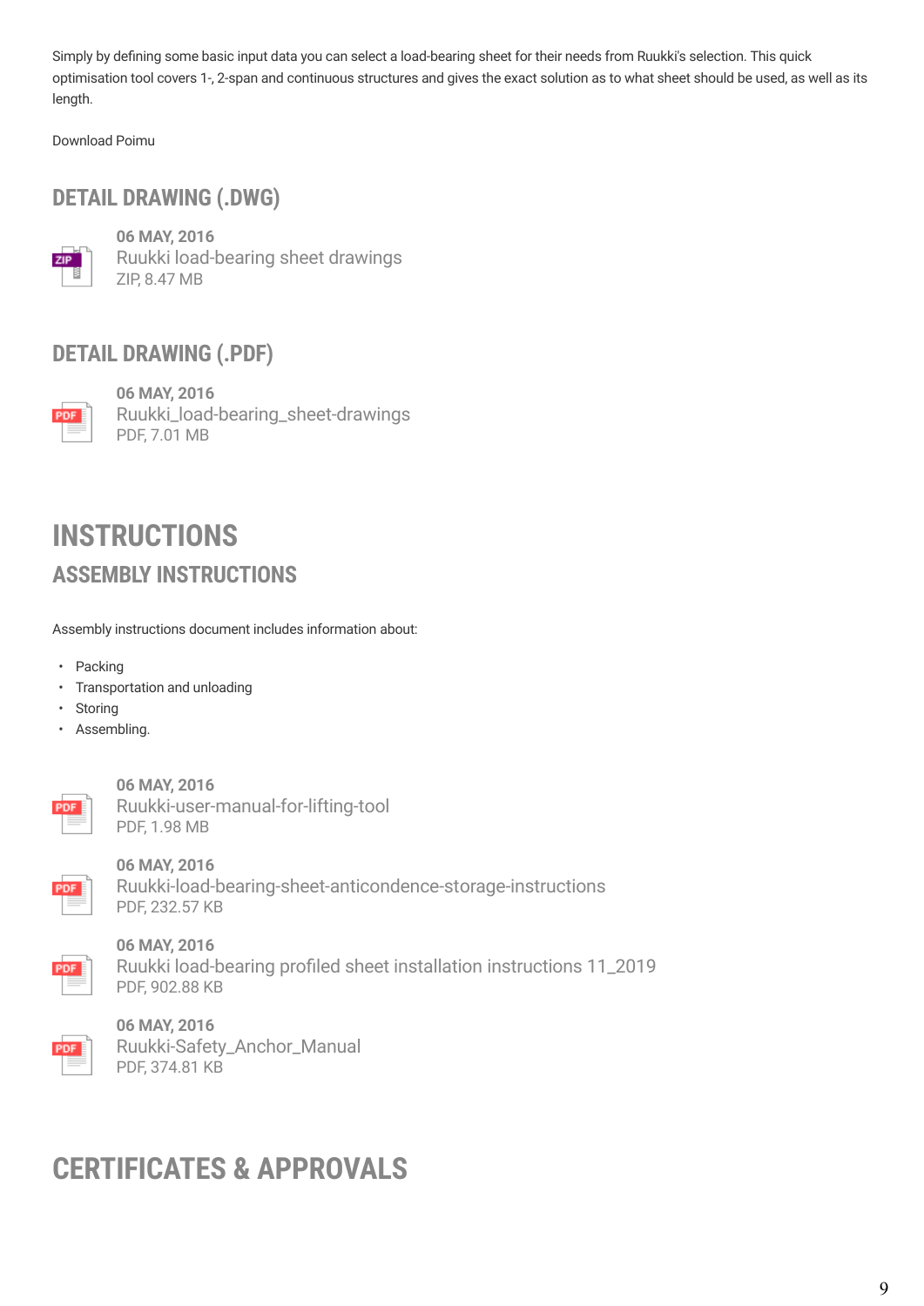Simply by defining some basic input data you can select a load-bearing sheet for their needs from Ruukki's selection. This quick optimisation tool covers 1-, 2-span and continuous structures and gives the exact solution as to what sheet should be used, as well as its length.

Download Poimu

## DETAIL DRAWING (.DWG)

06 MAY, 2016
Ruukki load-bearing sheet drawings
ZIP, 8.47 MB

## DETAIL DRAWING (.PDF)

06 MAY, 2016
Ruukki_load-bearing_sheet-drawings
PDF, 7.01 MB

# INSTRUCTIONS

## ASSEMBLY INSTRUCTIONS

Assembly instructions document includes information about:

- Packing
- Transportation and unloading
- Storing
- Assembling.

06 MAY, 2016
Ruukki-user-manual-for-lifting-tool
PDF, 1.98 MB

06 MAY, 2016
Ruukki-load-bearing-sheet-anticondence-storage-instructions
PDF, 232.57 KB

06 MAY, 2016
Ruukki load-bearing profiled sheet installation instructions 11_2019
PDF, 902.88 KB

06 MAY, 2016
Ruukki-Safety_Anchor_Manual
PDF, 374.81 KB

# CERTIFICATES & APPROVALS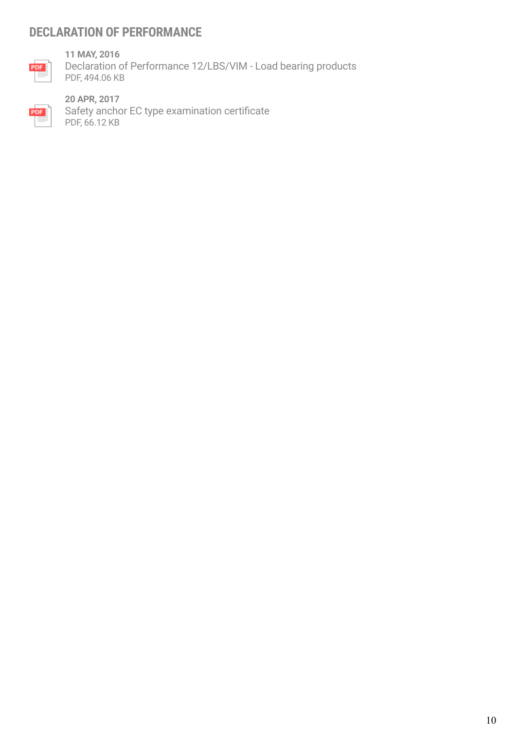## DECLARATION OF PERFORMANCE

**11 MAY, 2016**
Declaration of Performance 12/LBS/VIM - Load bearing products
PDF, 494.06 KB

**20 APR, 2017**
Safety anchor EC type examination certificate
PDF, 66.12 KB